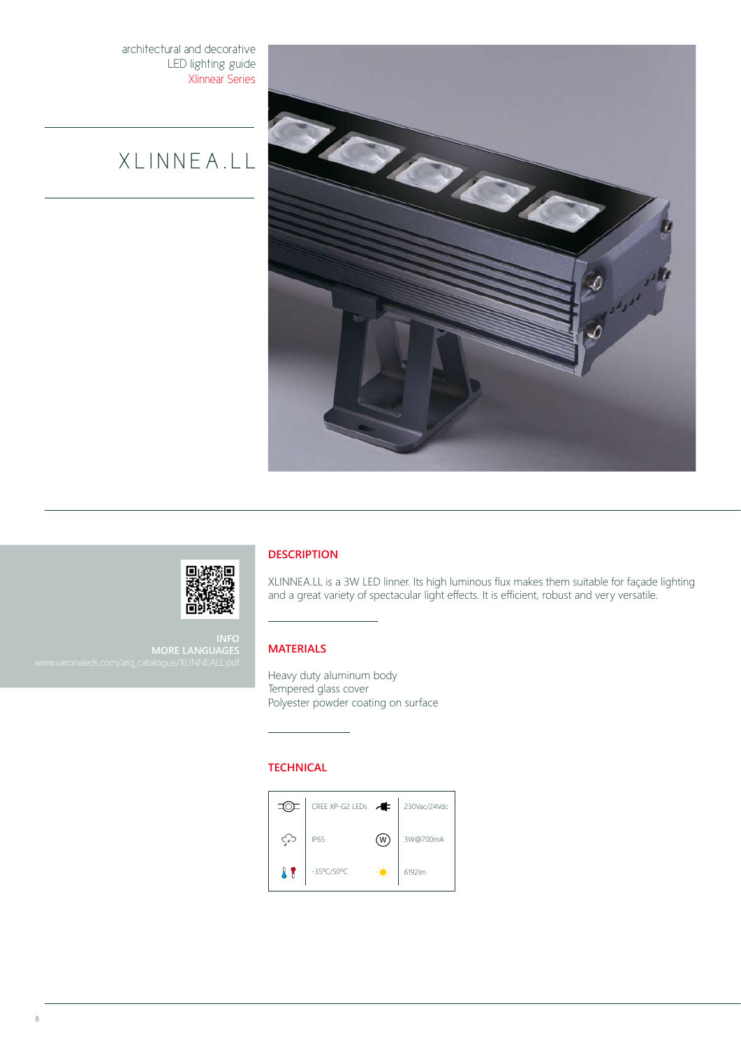architectural and decorative
LED lighting guide
Xlinnear Series

# XLINNEA.LL

INFO
MORE LANGUAGES
www.varonaleds.com/arq_catalogue/XLINNEALL.pdf

## DESCRIPTION

XLINNEA.LL is a 3W LED linner. Its high luminous flux makes them suitable for façade lighting and a great variety of spectacular light effects. It is efficient, robust and very versatile.

## MATERIALS

Heavy duty aluminum body
Tempered glass cover
Polyester powder coating on surface

## TECHNICAL

| | | | |
|---|---|---|---|
| LED | CREE XP-G2 LEDs | Power supply | 230Vac/24Vdc |
| Protection | IP65 | W | 3W@700mA |
| Temperature | -35ºC/50ºC | Luminous flux | 6192lm |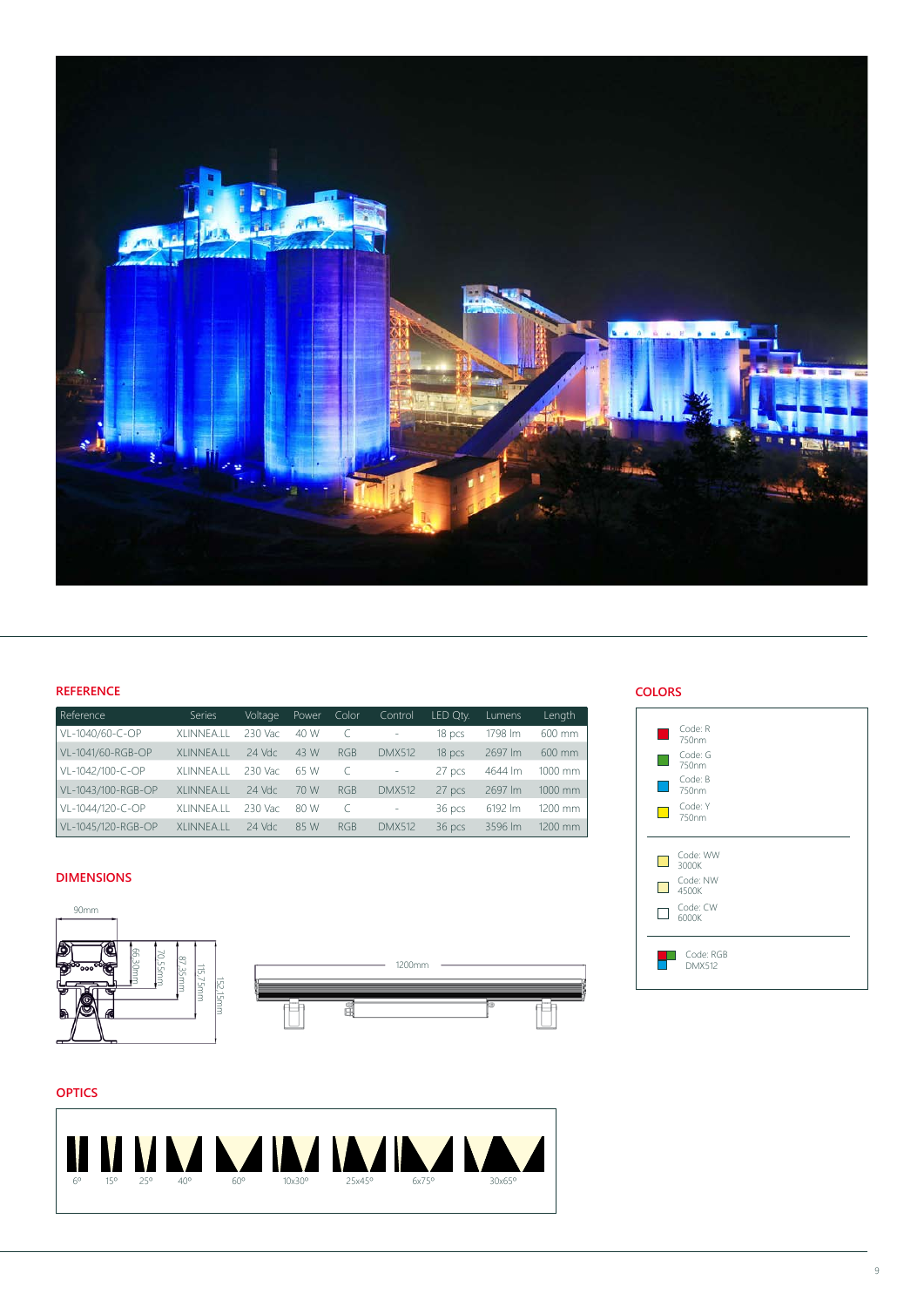## REFERENCE

| Reference | Series | Voltage | Power | Color | Control | LED Qty. | Lumens | Length |
|---|---|---|---|---|---|---|---|---|
| VL-1040/60-C-OP | XLINNEA.LL | 230 Vac | 40 W | C | - | 18 pcs | 1798 lm | 600 mm |
| VL-1041/60-RGB-OP | XLINNEA.LL | 24 Vdc | 43 W | RGB | DMX512 | 18 pcs | 2697 lm | 600 mm |
| VL-1042/100-C-OP | XLINNEA.LL | 230 Vac | 65 W | C | - | 27 pcs | 4644 lm | 1000 mm |
| VL-1043/100-RGB-OP | XLINNEA.LL | 24 Vdc | 70 W | RGB | DMX512 | 27 pcs | 2697 lm | 1000 mm |
| VL-1044/120-C-OP | XLINNEA.LL | 230 Vac | 80 W | C | - | 36 pcs | 6192 lm | 1200 mm |
| VL-1045/120-RGB-OP | XLINNEA.LL | 24 Vdc | 85 W | RGB | DMX512 | 36 pcs | 3596 lm | 1200 mm |

## COLORS

Code: R
750nm

Code: G
750nm

Code: B
750nm

Code: Y
750nm

Code: WW
3000K

Code: NW
4500K

Code: CW
6000K

Code: RGB
DMX512

## DIMENSIONS

90mm

66.30mm

70.55mm

87.35mm

115.75mm

152.15mm

1200mm

## OPTICS

6º 15º 25º 40º 60º 10x30º 25x45º 6x75º 30x65º